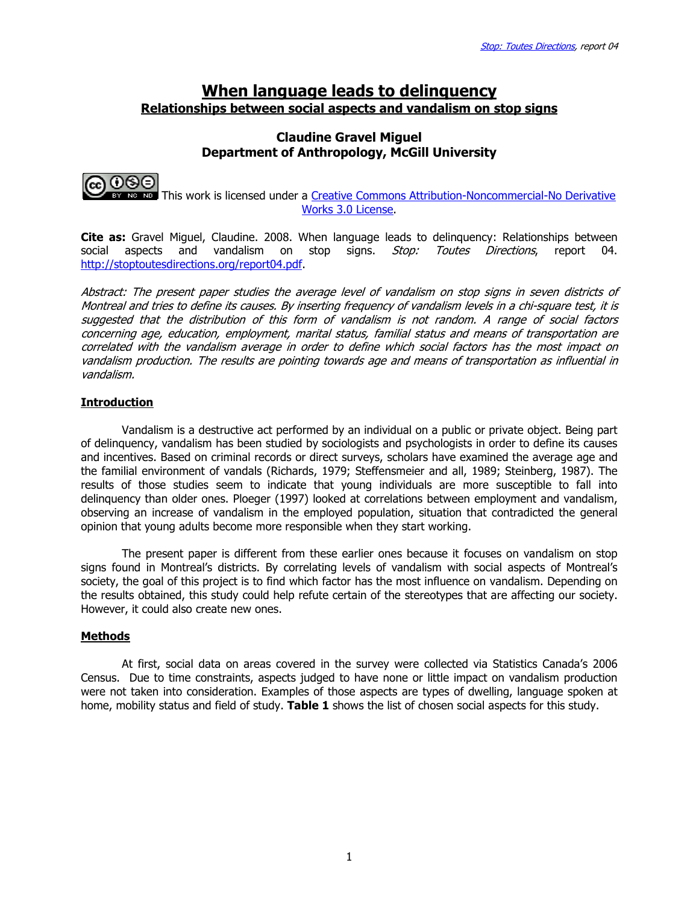# When language leads to delinquency

## Relationships between social aspects and vandalism on stop signs

**Claudine Gravel Miguel**
**Department of Anthropology, McGill University**

This work is licensed under a Creative Commons Attribution-Noncommercial-No Derivative Works 3.0 License.

**Cite as:** Gravel Miguel, Claudine. 2008. When language leads to delinquency: Relationships between social aspects and vandalism on stop signs. *Stop: Toutes Directions*, report 04. http://stoptoutesdirections.org/report04.pdf.

*Abstract: The present paper studies the average level of vandalism on stop signs in seven districts of Montreal and tries to define its causes. By inserting frequency of vandalism levels in a chi-square test, it is suggested that the distribution of this form of vandalism is not random. A range of social factors concerning age, education, employment, marital status, familial status and means of transportation are correlated with the vandalism average in order to define which social factors has the most impact on vandalism production. The results are pointing towards age and means of transportation as influential in vandalism.*

## Introduction

Vandalism is a destructive act performed by an individual on a public or private object. Being part of delinquency, vandalism has been studied by sociologists and psychologists in order to define its causes and incentives. Based on criminal records or direct surveys, scholars have examined the average age and the familial environment of vandals (Richards, 1979; Steffensmeier and all, 1989; Steinberg, 1987). The results of those studies seem to indicate that young individuals are more susceptible to fall into delinquency than older ones. Ploeger (1997) looked at correlations between employment and vandalism, observing an increase of vandalism in the employed population, situation that contradicted the general opinion that young adults become more responsible when they start working.

The present paper is different from these earlier ones because it focuses on vandalism on stop signs found in Montreal's districts. By correlating levels of vandalism with social aspects of Montreal's society, the goal of this project is to find which factor has the most influence on vandalism. Depending on the results obtained, this study could help refute certain of the stereotypes that are affecting our society. However, it could also create new ones.

## Methods

At first, social data on areas covered in the survey were collected via Statistics Canada's 2006 Census. Due to time constraints, aspects judged to have none or little impact on vandalism production were not taken into consideration. Examples of those aspects are types of dwelling, language spoken at home, mobility status and field of study. **Table 1** shows the list of chosen social aspects for this study.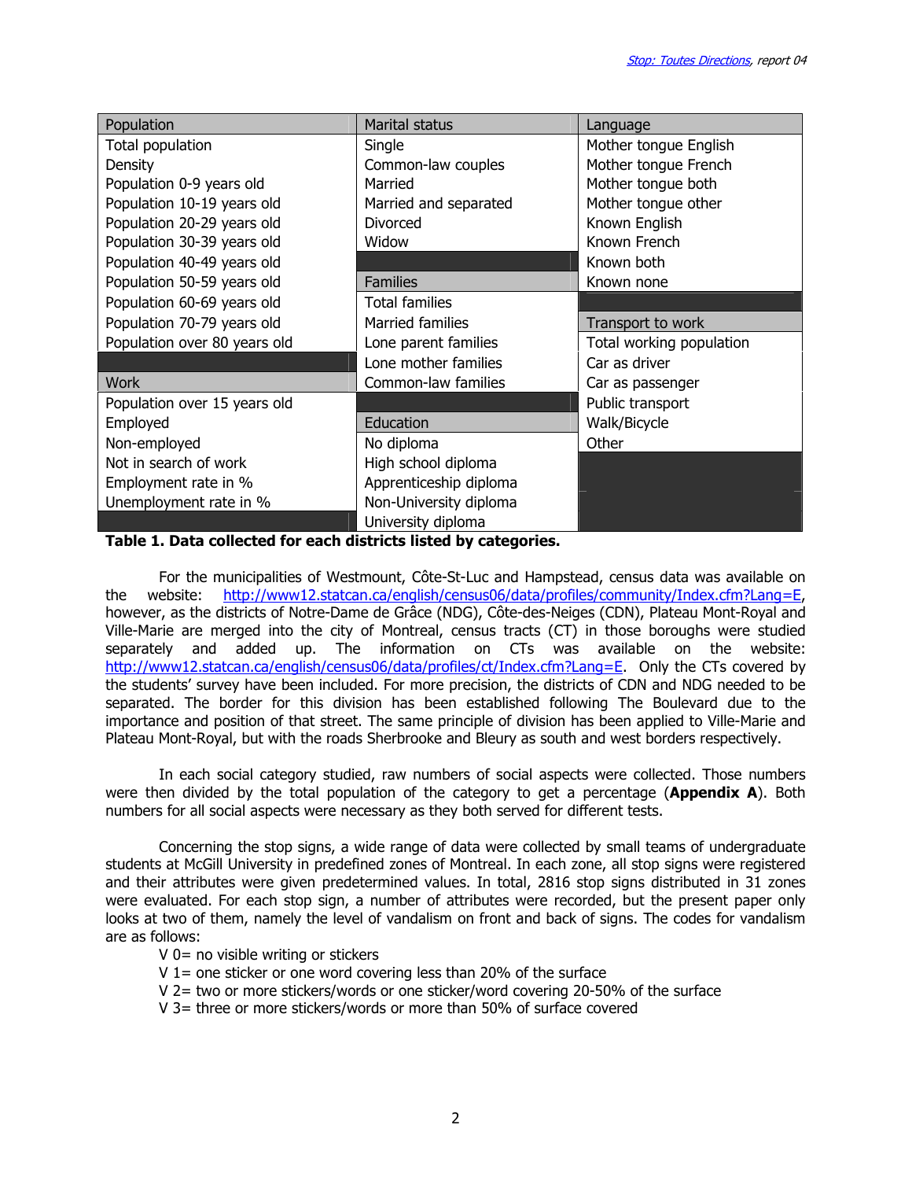| Population | Marital status | Language |
|---|---|---|
| Total population | Single | Mother tongue English |
| Density | Common-law couples | Mother tongue French |
| Population 0-9 years old | Married | Mother tongue both |
| Population 10-19 years old | Married and separated | Mother tongue other |
| Population 20-29 years old | Divorced | Known English |
| Population 30-39 years old | Widow | Known French |
| Population 40-49 years old | | Known both |
| Population 50-59 years old | **Families** | Known none |
| Population 60-69 years old | Total families | |
| Population 70-79 years old | Married families | **Transport to work** |
| Population over 80 years old | Lone parent families | Total working population |
| | Lone mother families | Car as driver |
| **Work** | Common-law families | Car as passenger |
| Population over 15 years old | | Public transport |
| Employed | **Education** | Walk/Bicycle |
| Non-employed | No diploma | Other |
| Not in search of work | High school diploma | |
| Employment rate in % | Apprenticeship diploma | |
| Unemployment rate in % | Non-University diploma | |
| | University diploma | |

**Table 1. Data collected for each districts listed by categories.**

For the municipalities of Westmount, Côte-St-Luc and Hampstead, census data was available on the website: http://www12.statcan.ca/english/census06/data/profiles/community/Index.cfm?Lang=E, however, as the districts of Notre-Dame de Grâce (NDG), Côte-des-Neiges (CDN), Plateau Mont-Royal and Ville-Marie are merged into the city of Montreal, census tracts (CT) in those boroughs were studied separately and added up. The information on CTs was available on the website: http://www12.statcan.ca/english/census06/data/profiles/ct/Index.cfm?Lang=E. Only the CTs covered by the students' survey have been included. For more precision, the districts of CDN and NDG needed to be separated. The border for this division has been established following The Boulevard due to the importance and position of that street. The same principle of division has been applied to Ville-Marie and Plateau Mont-Royal, but with the roads Sherbrooke and Bleury as south and west borders respectively.

In each social category studied, raw numbers of social aspects were collected. Those numbers were then divided by the total population of the category to get a percentage (**Appendix A**). Both numbers for all social aspects were necessary as they both served for different tests.

Concerning the stop signs, a wide range of data were collected by small teams of undergraduate students at McGill University in predefined zones of Montreal. In each zone, all stop signs were registered and their attributes were given predetermined values. In total, 2816 stop signs distributed in 31 zones were evaluated. For each stop sign, a number of attributes were recorded, but the present paper only looks at two of them, namely the level of vandalism on front and back of signs. The codes for vandalism are as follows:

V 0= no visible writing or stickers
V 1= one sticker or one word covering less than 20% of the surface
V 2= two or more stickers/words or one sticker/word covering 20-50% of the surface
V 3= three or more stickers/words or more than 50% of surface covered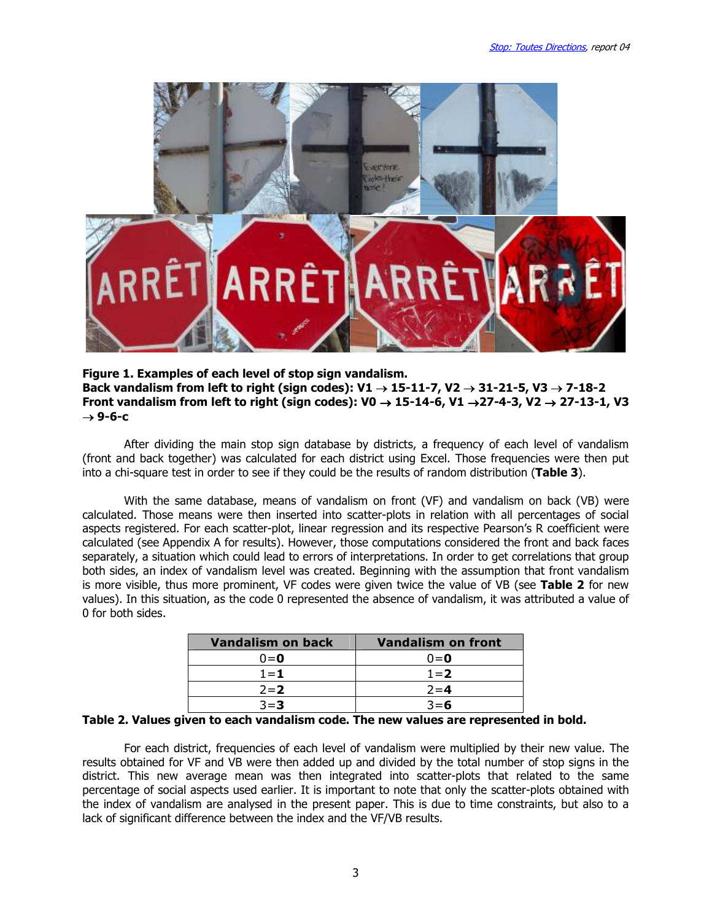**Figure 1. Examples of each level of stop sign vandalism.**
**Back vandalism from left to right (sign codes): V1 → 15-11-7, V2 → 31-21-5, V3 → 7-18-2**
**Front vandalism from left to right (sign codes): V0 → 15-14-6, V1 →27-4-3, V2 → 27-13-1, V3 → 9-6-c**

After dividing the main stop sign database by districts, a frequency of each level of vandalism (front and back together) was calculated for each district using Excel. Those frequencies were then put into a chi-square test in order to see if they could be the results of random distribution (**Table 3**).

With the same database, means of vandalism on front (VF) and vandalism on back (VB) were calculated. Those means were then inserted into scatter-plots in relation with all percentages of social aspects registered. For each scatter-plot, linear regression and its respective Pearson's R coefficient were calculated (see Appendix A for results). However, those computations considered the front and back faces separately, a situation which could lead to errors of interpretations. In order to get correlations that group both sides, an index of vandalism level was created. Beginning with the assumption that front vandalism is more visible, thus more prominent, VF codes were given twice the value of VB (see **Table 2** for new values). In this situation, as the code 0 represented the absence of vandalism, it was attributed a value of 0 for both sides.

| Vandalism on back | Vandalism on front |
|---|---|
| 0=**0** | 0=**0** |
| 1=**1** | 1=**2** |
| 2=**2** | 2=**4** |
| 3=**3** | 3=**6** |

**Table 2. Values given to each vandalism code. The new values are represented in bold.**

For each district, frequencies of each level of vandalism were multiplied by their new value. The results obtained for VF and VB were then added up and divided by the total number of stop signs in the district. This new average mean was then integrated into scatter-plots that related to the same percentage of social aspects used earlier. It is important to note that only the scatter-plots obtained with the index of vandalism are analysed in the present paper. This is due to time constraints, but also to a lack of significant difference between the index and the VF/VB results.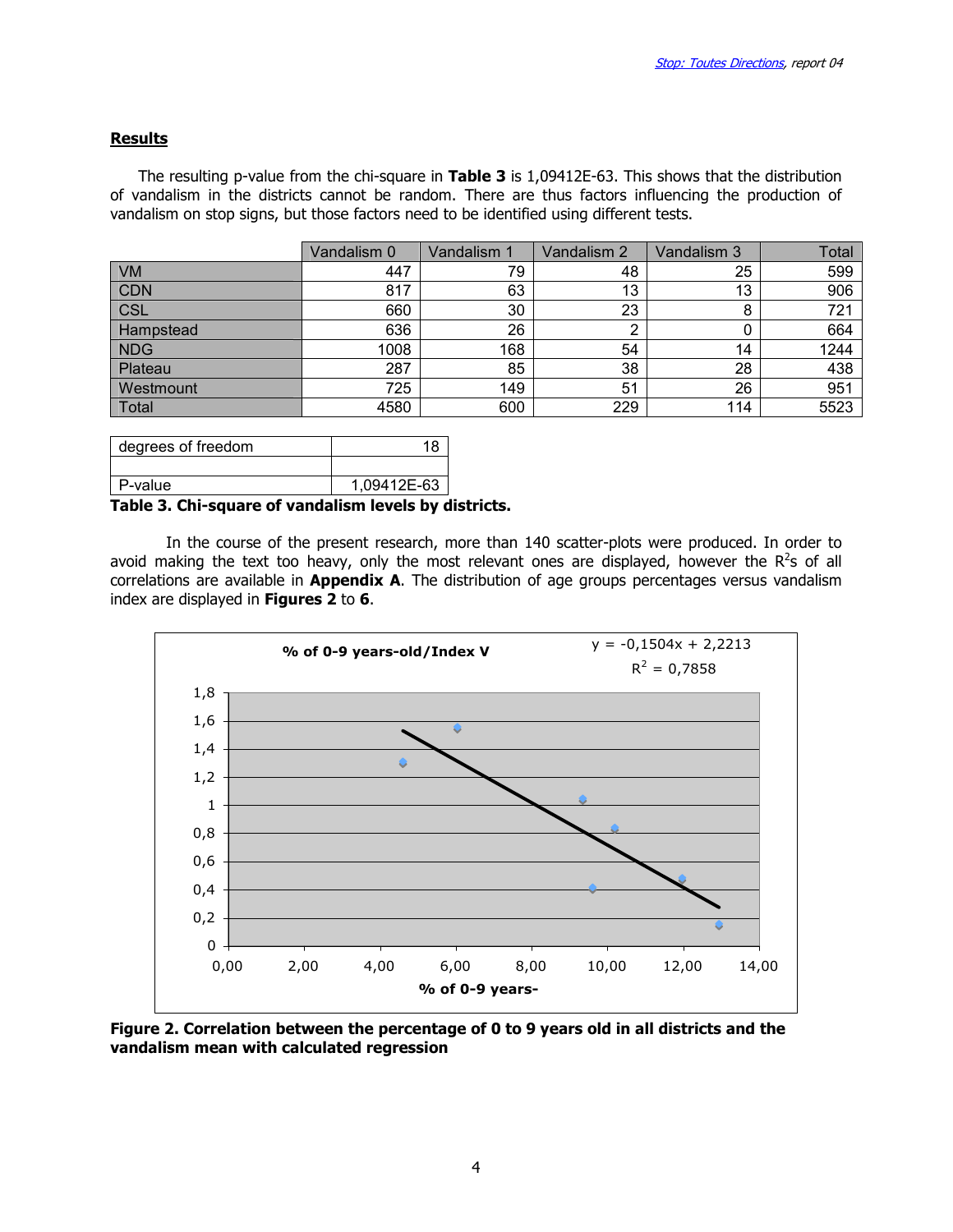## **Results**

The resulting p-value from the chi-square in **Table 3** is 1,09412E-63. This shows that the distribution of vandalism in the districts cannot be random. There are thus factors influencing the production of vandalism on stop signs, but those factors need to be identified using different tests.

| | Vandalism 0 | Vandalism 1 | Vandalism 2 | Vandalism 3 | Total |
|---|---|---|---|---|---|
| VM | 447 | 79 | 48 | 25 | 599 |
| CDN | 817 | 63 | 13 | 13 | 906 |
| CSL | 660 | 30 | 23 | 8 | 721 |
| Hampstead | 636 | 26 | 2 | 0 | 664 |
| NDG | 1008 | 168 | 54 | 14 | 1244 |
| Plateau | 287 | 85 | 38 | 28 | 438 |
| Westmount | 725 | 149 | 51 | 26 | 951 |
| Total | 4580 | 600 | 229 | 114 | 5523 |

| | |
|---|---|
| degrees of freedom | 18 |
| | |
| P-value | 1,09412E-63 |

**Table 3. Chi-square of vandalism levels by districts.**

In the course of the present research, more than 140 scatter-plots were produced. In order to avoid making the text too heavy, only the most relevant ones are displayed, however the $R^2$s of all correlations are available in **Appendix A**. The distribution of age groups percentages versus vandalism index are displayed in **Figures 2** to **6**.

**% of 0-9 years-old/Index V**

$y = -0,1504x + 2,2213$

$R^2 = 0,7858$

**Figure 2. Correlation between the percentage of 0 to 9 years old in all districts and the vandalism mean with calculated regression**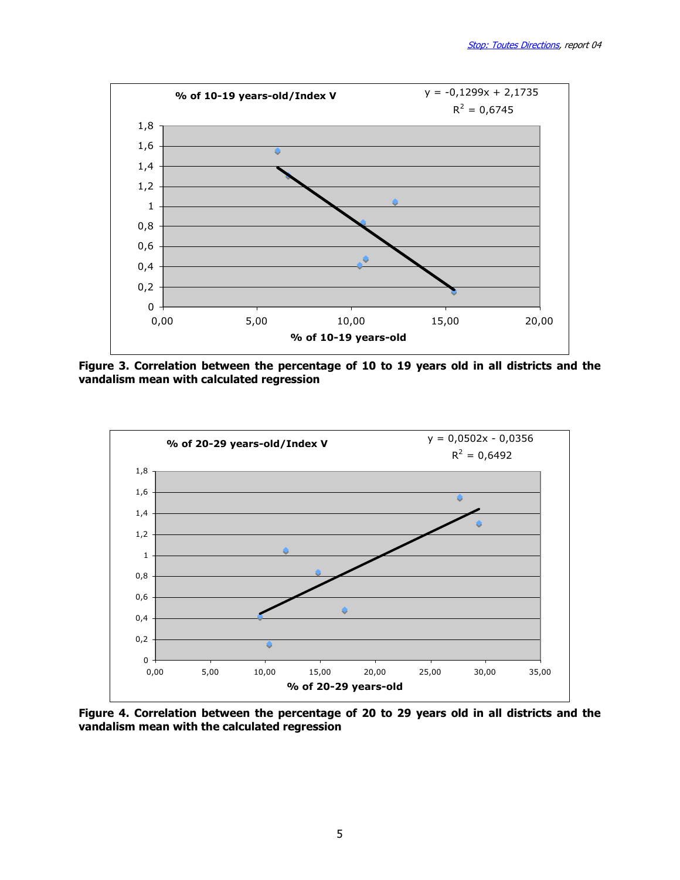**Figure 3. Correlation between the percentage of 10 to 19 years old in all districts and the vandalism mean with calculated regression**

**Figure 4. Correlation between the percentage of 20 to 29 years old in all districts and the vandalism mean with the calculated regression**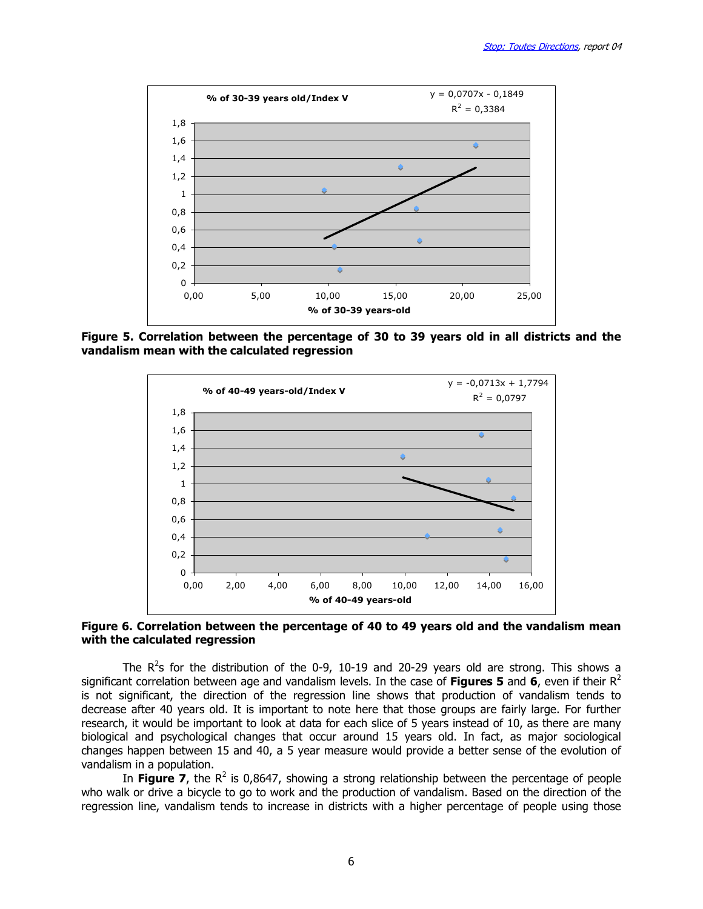**Figure 5. Correlation between the percentage of 30 to 39 years old in all districts and the vandalism mean with the calculated regression**

**Figure 6. Correlation between the percentage of 40 to 49 years old and the vandalism mean with the calculated regression**

The $R^2$s for the distribution of the 0-9, 10-19 and 20-29 years old are strong. This shows a significant correlation between age and vandalism levels. In the case of **Figures 5** and **6**, even if their $R^2$ is not significant, the direction of the regression line shows that production of vandalism tends to decrease after 40 years old. It is important to note here that those groups are fairly large. For further research, it would be important to look at data for each slice of 5 years instead of 10, as there are many biological and psychological changes that occur around 15 years old. In fact, as major sociological changes happen between 15 and 40, a 5 year measure would provide a better sense of the evolution of vandalism in a population.

In **Figure 7**, the $R^2$ is 0,8647, showing a strong relationship between the percentage of people who walk or drive a bicycle to go to work and the production of vandalism. Based on the direction of the regression line, vandalism tends to increase in districts with a higher percentage of people using those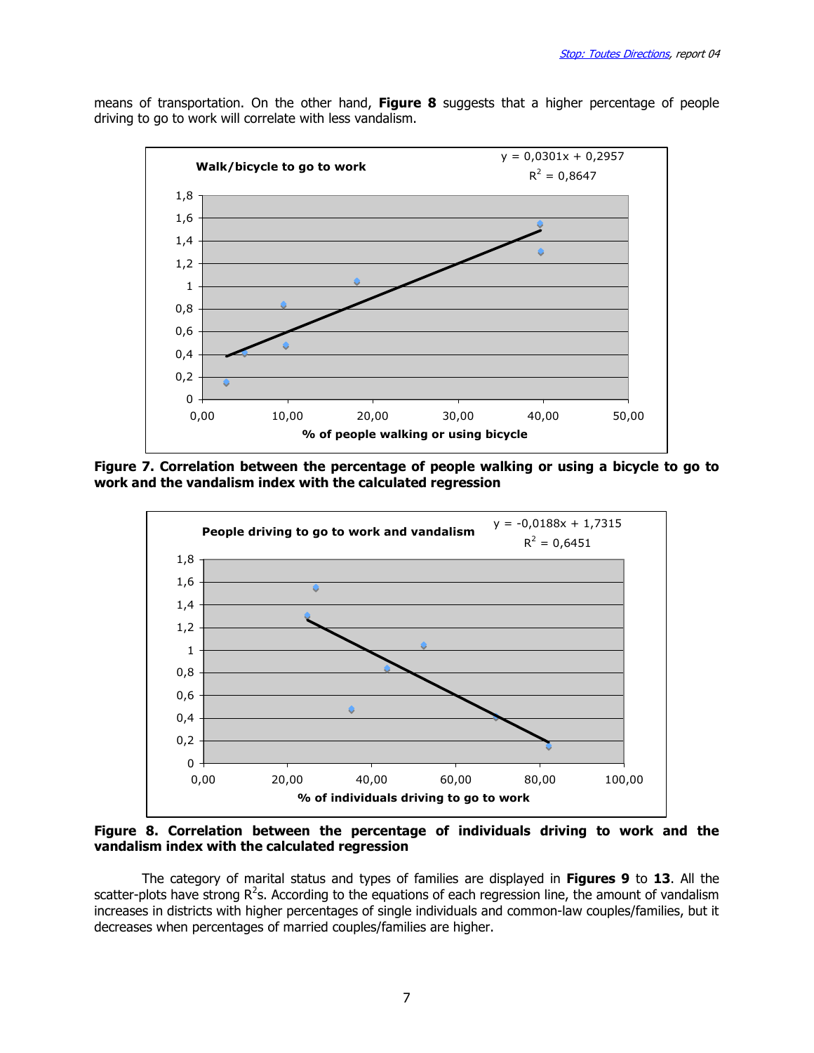means of transportation. On the other hand, **Figure 8** suggests that a higher percentage of people driving to go to work will correlate with less vandalism.

**Figure 7. Correlation between the percentage of people walking or using a bicycle to go to work and the vandalism index with the calculated regression**

**Figure 8. Correlation between the percentage of individuals driving to work and the vandalism index with the calculated regression**

The category of marital status and types of families are displayed in **Figures 9** to **13**. All the scatter-plots have strong $R^2$s. According to the equations of each regression line, the amount of vandalism increases in districts with higher percentages of single individuals and common-law couples/families, but it decreases when percentages of married couples/families are higher.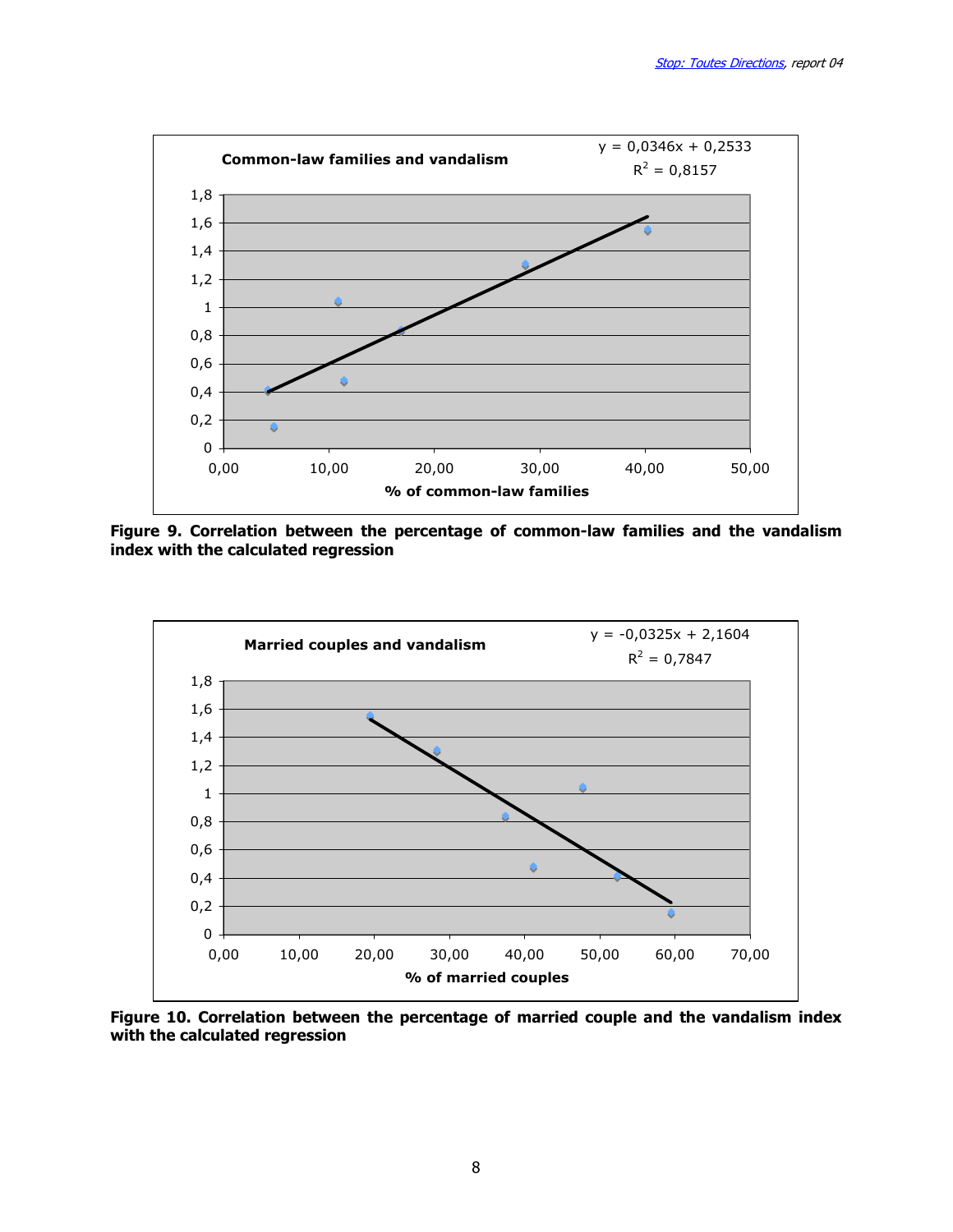**Figure 9. Correlation between the percentage of common-law families and the vandalism index with the calculated regression**

**Figure 10. Correlation between the percentage of married couple and the vandalism index with the calculated regression**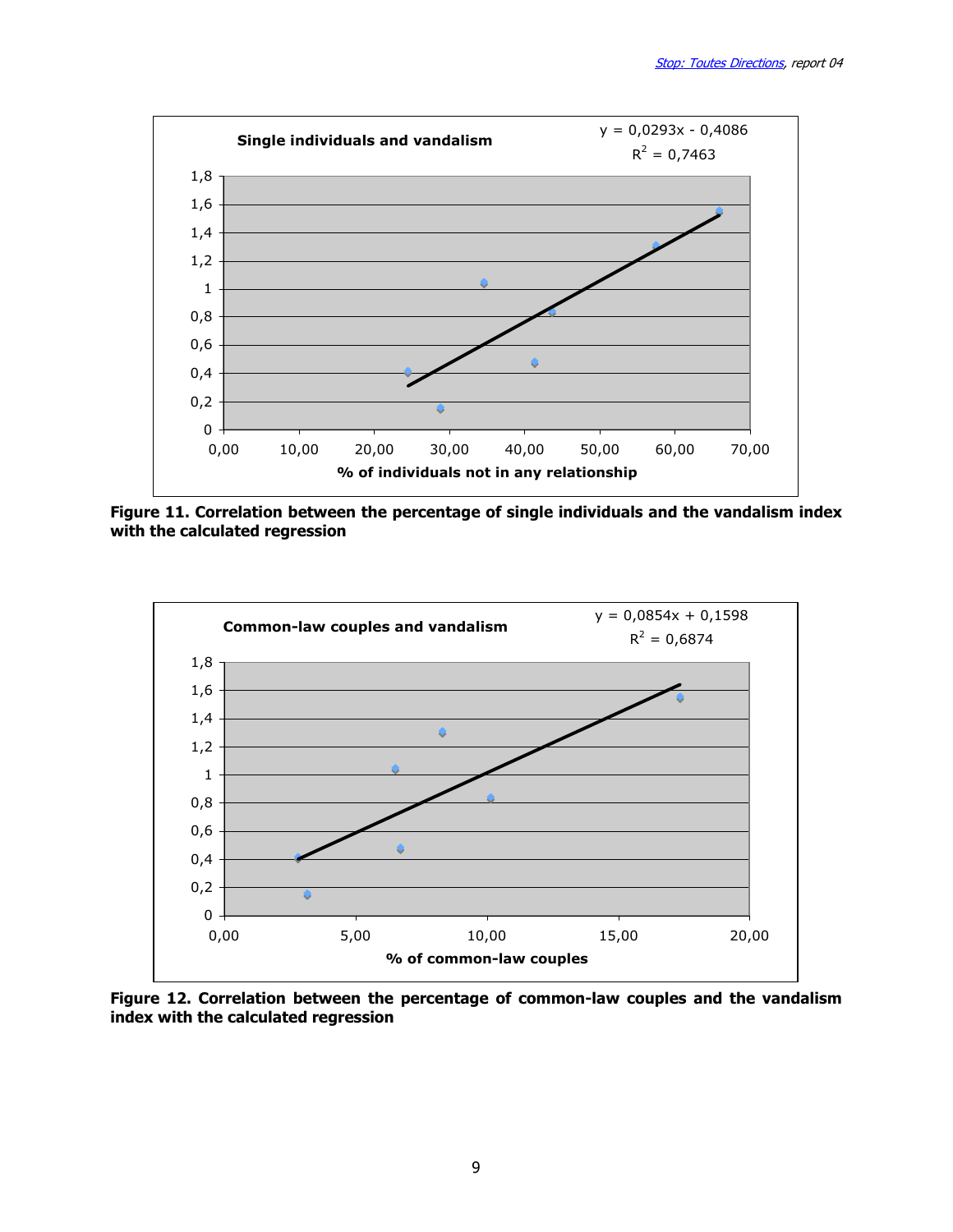**Figure 11. Correlation between the percentage of single individuals and the vandalism index with the calculated regression**

**Figure 12. Correlation between the percentage of common-law couples and the vandalism index with the calculated regression**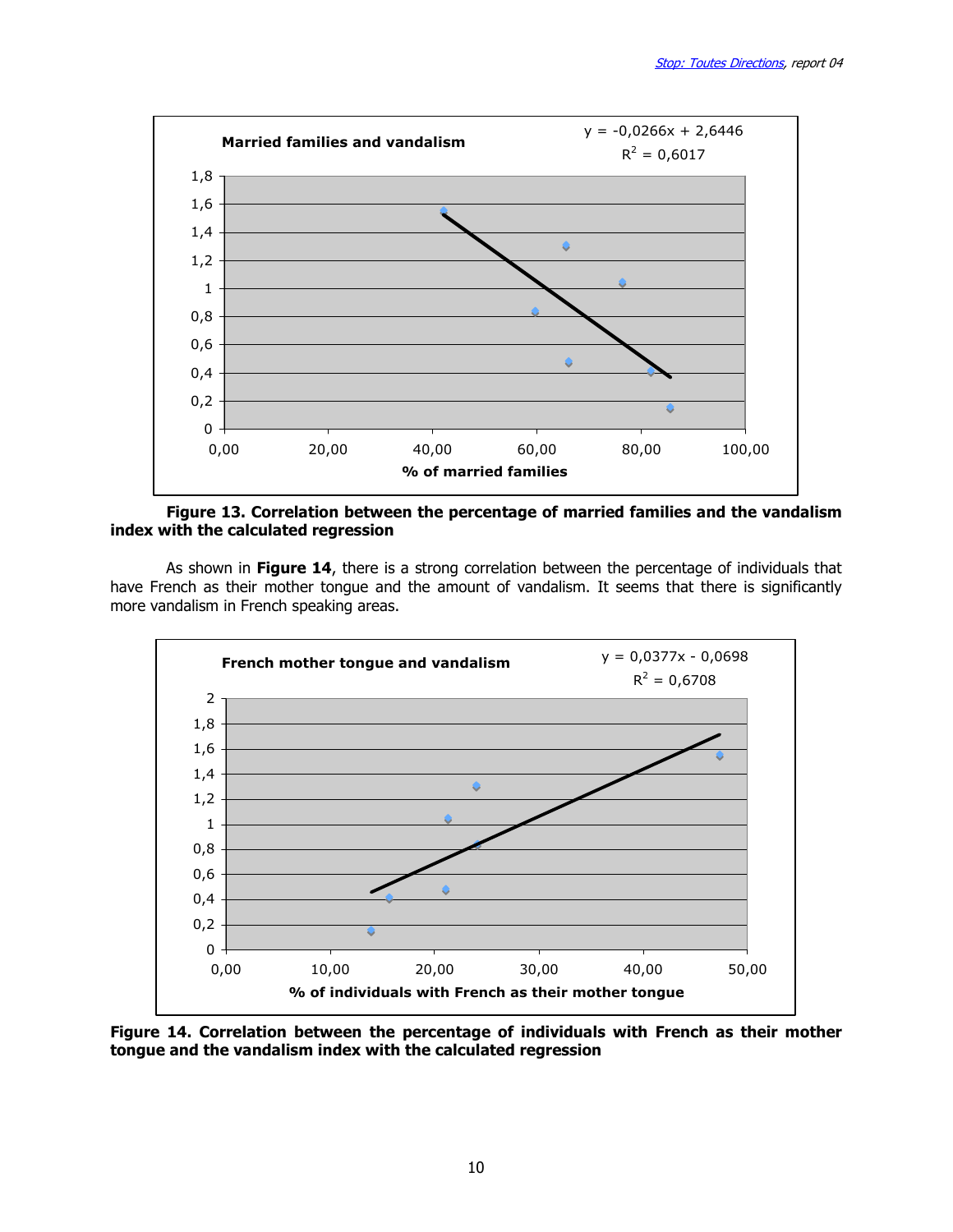**Figure 13. Correlation between the percentage of married families and the vandalism index with the calculated regression**

As shown in **Figure 14**, there is a strong correlation between the percentage of individuals that have French as their mother tongue and the amount of vandalism. It seems that there is significantly more vandalism in French speaking areas.

**Figure 14. Correlation between the percentage of individuals with French as their mother tongue and the vandalism index with the calculated regression**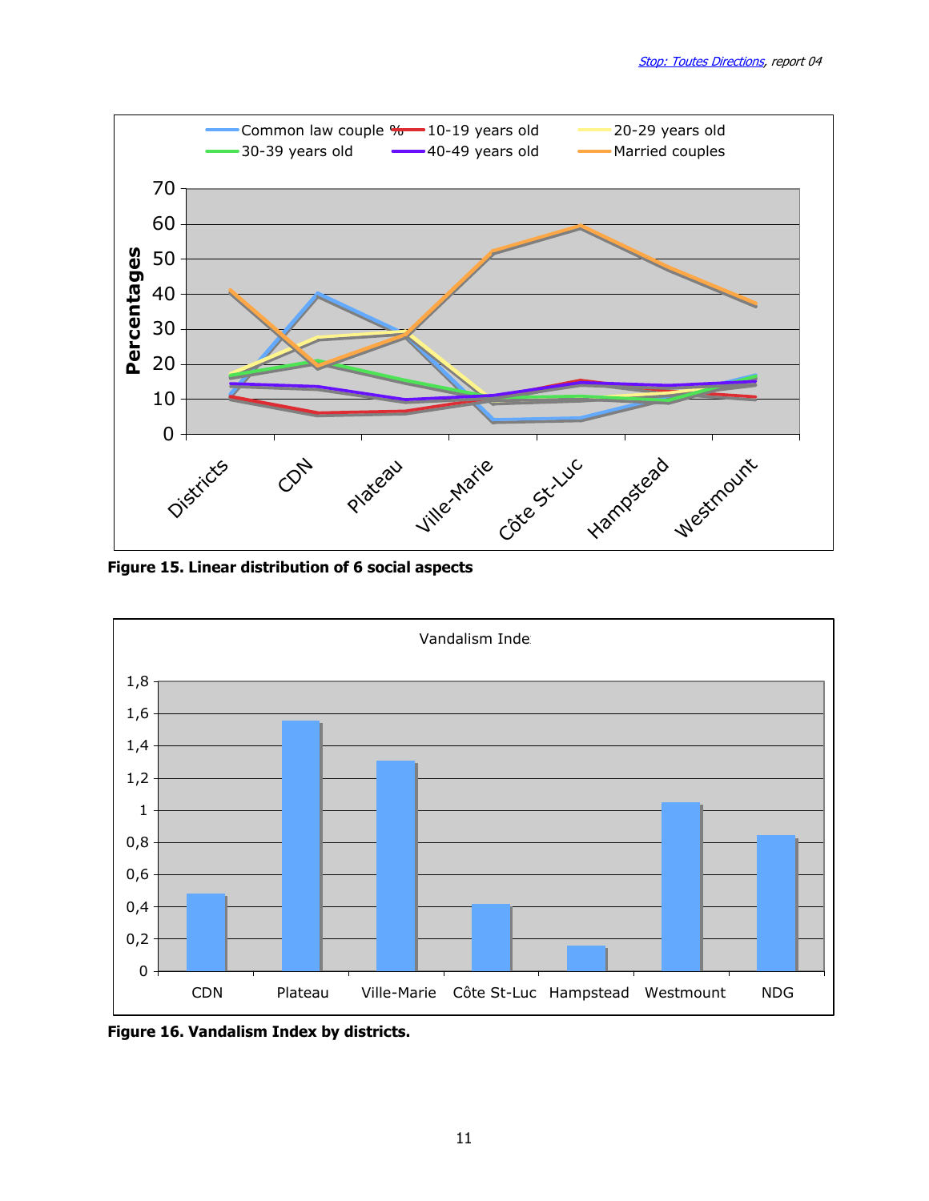Figure 15. Linear distribution of 6 social aspects

Figure 16. Vandalism Index by districts.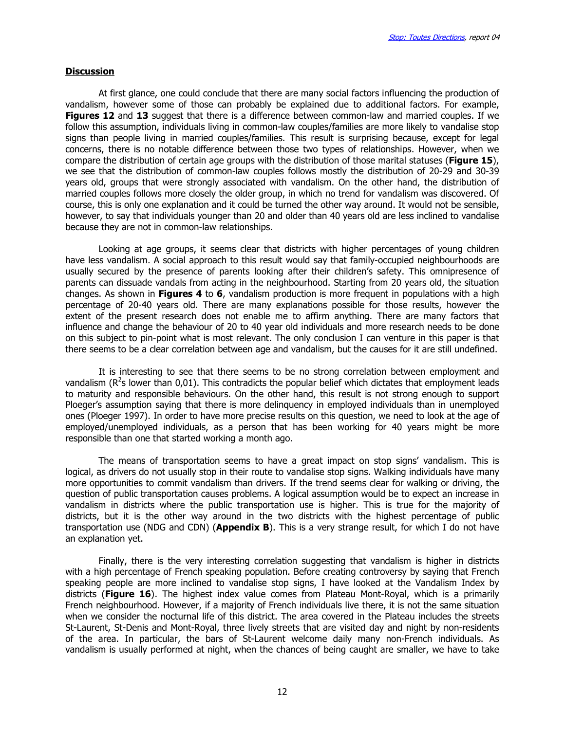## Discussion

At first glance, one could conclude that there are many social factors influencing the production of vandalism, however some of those can probably be explained due to additional factors. For example, **Figures 12** and **13** suggest that there is a difference between common-law and married couples. If we follow this assumption, individuals living in common-law couples/families are more likely to vandalise stop signs than people living in married couples/families. This result is surprising because, except for legal concerns, there is no notable difference between those two types of relationships. However, when we compare the distribution of certain age groups with the distribution of those marital statuses (**Figure 15**), we see that the distribution of common-law couples follows mostly the distribution of 20-29 and 30-39 years old, groups that were strongly associated with vandalism. On the other hand, the distribution of married couples follows more closely the older group, in which no trend for vandalism was discovered. Of course, this is only one explanation and it could be turned the other way around. It would not be sensible, however, to say that individuals younger than 20 and older than 40 years old are less inclined to vandalise because they are not in common-law relationships.

Looking at age groups, it seems clear that districts with higher percentages of young children have less vandalism. A social approach to this result would say that family-occupied neighbourhoods are usually secured by the presence of parents looking after their children's safety. This omnipresence of parents can dissuade vandals from acting in the neighbourhood. Starting from 20 years old, the situation changes. As shown in **Figures 4** to **6**, vandalism production is more frequent in populations with a high percentage of 20-40 years old. There are many explanations possible for those results, however the extent of the present research does not enable me to affirm anything. There are many factors that influence and change the behaviour of 20 to 40 year old individuals and more research needs to be done on this subject to pin-point what is most relevant. The only conclusion I can venture in this paper is that there seems to be a clear correlation between age and vandalism, but the causes for it are still undefined.

It is interesting to see that there seems to be no strong correlation between employment and vandalism ($R^2$s lower than 0,01). This contradicts the popular belief which dictates that employment leads to maturity and responsible behaviours. On the other hand, this result is not strong enough to support Ploeger's assumption saying that there is more delinquency in employed individuals than in unemployed ones (Ploeger 1997). In order to have more precise results on this question, we need to look at the age of employed/unemployed individuals, as a person that has been working for 40 years might be more responsible than one that started working a month ago.

The means of transportation seems to have a great impact on stop signs' vandalism. This is logical, as drivers do not usually stop in their route to vandalise stop signs. Walking individuals have many more opportunities to commit vandalism than drivers. If the trend seems clear for walking or driving, the question of public transportation causes problems. A logical assumption would be to expect an increase in vandalism in districts where the public transportation use is higher. This is true for the majority of districts, but it is the other way around in the two districts with the highest percentage of public transportation use (NDG and CDN) (**Appendix B**). This is a very strange result, for which I do not have an explanation yet.

Finally, there is the very interesting correlation suggesting that vandalism is higher in districts with a high percentage of French speaking population. Before creating controversy by saying that French speaking people are more inclined to vandalise stop signs, I have looked at the Vandalism Index by districts (**Figure 16**). The highest index value comes from Plateau Mont-Royal, which is a primarily French neighbourhood. However, if a majority of French individuals live there, it is not the same situation when we consider the nocturnal life of this district. The area covered in the Plateau includes the streets St-Laurent, St-Denis and Mont-Royal, three lively streets that are visited day and night by non-residents of the area. In particular, the bars of St-Laurent welcome daily many non-French individuals. As vandalism is usually performed at night, when the chances of being caught are smaller, we have to take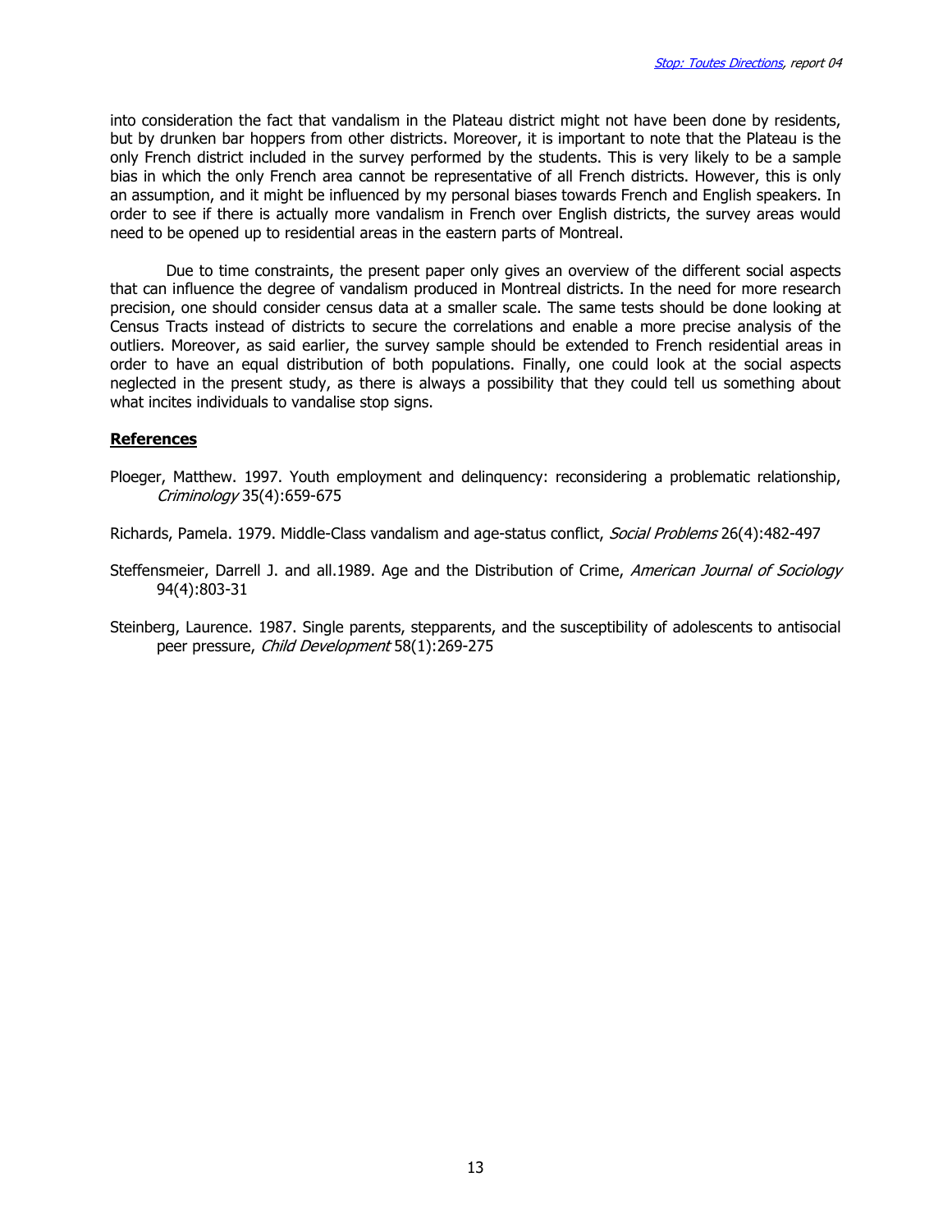into consideration the fact that vandalism in the Plateau district might not have been done by residents, but by drunken bar hoppers from other districts. Moreover, it is important to note that the Plateau is the only French district included in the survey performed by the students. This is very likely to be a sample bias in which the only French area cannot be representative of all French districts. However, this is only an assumption, and it might be influenced by my personal biases towards French and English speakers. In order to see if there is actually more vandalism in French over English districts, the survey areas would need to be opened up to residential areas in the eastern parts of Montreal.

Due to time constraints, the present paper only gives an overview of the different social aspects that can influence the degree of vandalism produced in Montreal districts. In the need for more research precision, one should consider census data at a smaller scale. The same tests should be done looking at Census Tracts instead of districts to secure the correlations and enable a more precise analysis of the outliers. Moreover, as said earlier, the survey sample should be extended to French residential areas in order to have an equal distribution of both populations. Finally, one could look at the social aspects neglected in the present study, as there is always a possibility that they could tell us something about what incites individuals to vandalise stop signs.

## References

Ploeger, Matthew. 1997. Youth employment and delinquency: reconsidering a problematic relationship, *Criminology* 35(4):659-675

Richards, Pamela. 1979. Middle-Class vandalism and age-status conflict, *Social Problems* 26(4):482-497

Steffensmeier, Darrell J. and all.1989. Age and the Distribution of Crime, *American Journal of Sociology* 94(4):803-31

Steinberg, Laurence. 1987. Single parents, stepparents, and the susceptibility of adolescents to antisocial peer pressure, *Child Development* 58(1):269-275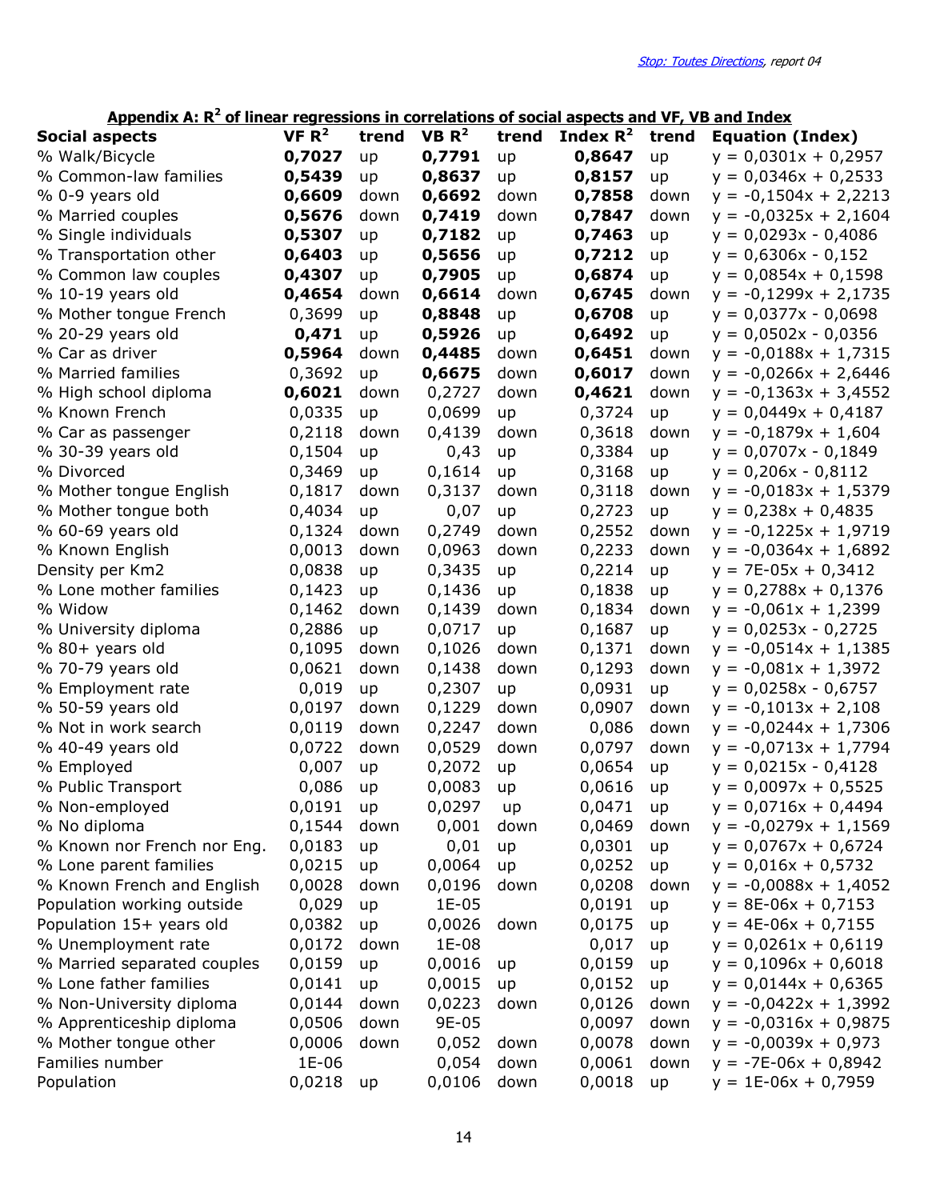## Appendix A: $R^2$ of linear regressions in correlations of social aspects and VF, VB and Index

| Social aspects | VF $R^2$ | trend | VB $R^2$ | trend | Index $R^2$ | trend | Equation (Index) |
|---|---|---|---|---|---|---|---|
| % Walk/Bicycle | **0,7027** | up | **0,7791** | up | **0,8647** | up | $y = 0,0301x + 0,2957$ |
| % Common-law families | **0,5439** | up | **0,8637** | up | **0,8157** | up | $y = 0,0346x + 0,2533$ |
| % 0-9 years old | **0,6609** | down | **0,6692** | down | **0,7858** | down | $y = -0,1504x + 2,2213$ |
| % Married couples | **0,5676** | down | **0,7419** | down | **0,7847** | down | $y = -0,0325x + 2,1604$ |
| % Single individuals | **0,5307** | up | **0,7182** | up | **0,7463** | up | $y = 0,0293x - 0,4086$ |
| % Transportation other | **0,6403** | up | **0,5656** | up | **0,7212** | up | $y = 0,6306x - 0,152$ |
| % Common law couples | **0,4307** | up | **0,7905** | up | **0,6874** | up | $y = 0,0854x + 0,1598$ |
| % 10-19 years old | **0,4654** | down | **0,6614** | down | **0,6745** | down | $y = -0,1299x + 2,1735$ |
| % Mother tongue French | 0,3699 | up | **0,8848** | up | **0,6708** | up | $y = 0,0377x - 0,0698$ |
| % 20-29 years old | **0,471** | up | **0,5926** | up | **0,6492** | up | $y = 0,0502x - 0,0356$ |
| % Car as driver | **0,5964** | down | **0,4485** | down | **0,6451** | down | $y = -0,0188x + 1,7315$ |
| % Married families | 0,3692 | up | **0,6675** | down | **0,6017** | down | $y = -0,0266x + 2,6446$ |
| % High school diploma | **0,6021** | down | 0,2727 | down | **0,4621** | down | $y = -0,1363x + 3,4552$ |
| % Known French | 0,0335 | up | 0,0699 | up | 0,3724 | up | $y = 0,0449x + 0,4187$ |
| % Car as passenger | 0,2118 | down | 0,4139 | down | 0,3618 | down | $y = -0,1879x + 1,604$ |
| % 30-39 years old | 0,1504 | up | 0,43 | up | 0,3384 | up | $y = 0,0707x - 0,1849$ |
| % Divorced | 0,3469 | up | 0,1614 | up | 0,3168 | up | $y = 0,206x - 0,8112$ |
| % Mother tongue English | 0,1817 | down | 0,3137 | down | 0,3118 | down | $y = -0,0183x + 1,5379$ |
| % Mother tongue both | 0,4034 | up | 0,07 | up | 0,2723 | up | $y = 0,238x + 0,4835$ |
| % 60-69 years old | 0,1324 | down | 0,2749 | down | 0,2552 | down | $y = -0,1225x + 1,9719$ |
| % Known English | 0,0013 | down | 0,0963 | down | 0,2233 | down | $y = -0,0364x + 1,6892$ |
| Density per Km2 | 0,0838 | up | 0,3435 | up | 0,2214 | up | $y = 7E-05x + 0,3412$ |
| % Lone mother families | 0,1423 | up | 0,1436 | up | 0,1838 | up | $y = 0,2788x + 0,1376$ |
| % Widow | 0,1462 | down | 0,1439 | down | 0,1834 | down | $y = -0,061x + 1,2399$ |
| % University diploma | 0,2886 | up | 0,0717 | up | 0,1687 | up | $y = 0,0253x - 0,2725$ |
| % 80+ years old | 0,1095 | down | 0,1026 | down | 0,1371 | down | $y = -0,0514x + 1,1385$ |
| % 70-79 years old | 0,0621 | down | 0,1438 | down | 0,1293 | down | $y = -0,081x + 1,3972$ |
| % Employment rate | 0,019 | up | 0,2307 | up | 0,0931 | up | $y = 0,0258x - 0,6757$ |
| % 50-59 years old | 0,0197 | down | 0,1229 | down | 0,0907 | down | $y = -0,1013x + 2,108$ |
| % Not in work search | 0,0119 | down | 0,2247 | down | 0,086 | down | $y = -0,0244x + 1,7306$ |
| % 40-49 years old | 0,0722 | down | 0,0529 | down | 0,0797 | down | $y = -0,0713x + 1,7794$ |
| % Employed | 0,007 | up | 0,2072 | up | 0,0654 | up | $y = 0,0215x - 0,4128$ |
| % Public Transport | 0,086 | up | 0,0083 | up | 0,0616 | up | $y = 0,0097x + 0,5525$ |
| % Non-employed | 0,0191 | up | 0,0297 | up | 0,0471 | up | $y = 0,0716x + 0,4494$ |
| % No diploma | 0,1544 | down | 0,001 | down | 0,0469 | down | $y = -0,0279x + 1,1569$ |
| % Known nor French nor Eng. | 0,0183 | up | 0,01 | up | 0,0301 | up | $y = 0,0767x + 0,6724$ |
| % Lone parent families | 0,0215 | up | 0,0064 | up | 0,0252 | up | $y = 0,016x + 0,5732$ |
| % Known French and English | 0,0028 | down | 0,0196 | down | 0,0208 | down | $y = -0,0088x + 1,4052$ |
| Population working outside | 0,029 | up | 1E-05 | | 0,0191 | up | $y = 8E-06x + 0,7153$ |
| Population 15+ years old | 0,0382 | up | 0,0026 | down | 0,0175 | up | $y = 4E-06x + 0,7155$ |
| % Unemployment rate | 0,0172 | down | 1E-08 | | 0,017 | up | $y = 0,0261x + 0,6119$ |
| % Married separated couples | 0,0159 | up | 0,0016 | up | 0,0159 | up | $y = 0,1096x + 0,6018$ |
| % Lone father families | 0,0141 | up | 0,0015 | up | 0,0152 | up | $y = 0,0144x + 0,6365$ |
| % Non-University diploma | 0,0144 | down | 0,0223 | down | 0,0126 | down | $y = -0,0422x + 1,3992$ |
| % Apprenticeship diploma | 0,0506 | down | 9E-05 | | 0,0097 | down | $y = -0,0316x + 0,9875$ |
| % Mother tongue other | 0,0006 | down | 0,052 | down | 0,0078 | down | $y = -0,0039x + 0,973$ |
| Families number | 1E-06 | | 0,054 | down | 0,0061 | down | $y = -7E-06x + 0,8942$ |
| Population | 0,0218 | up | 0,0106 | down | 0,0018 | up | $y = 1E-06x + 0,7959$ |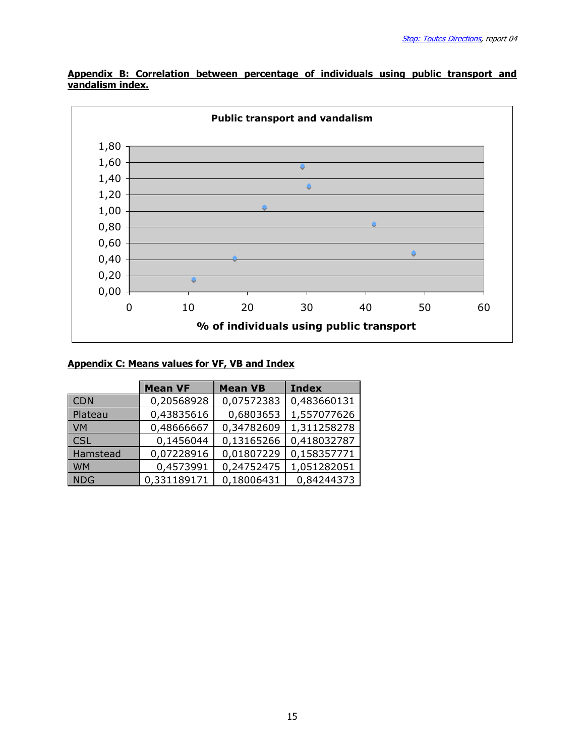**Appendix B: Correlation between percentage of individuals using public transport and vandalism index.**

**Appendix C: Means values for VF, VB and Index**

| | Mean VF | Mean VB | Index |
|---|---|---|---|
| CDN | 0,20568928 | 0,07572383 | 0,483660131 |
| Plateau | 0,43835616 | 0,6803653 | 1,557077626 |
| VM | 0,48666667 | 0,34782609 | 1,311258278 |
| CSL | 0,1456044 | 0,13165266 | 0,418032787 |
| Hamstead | 0,07228916 | 0,01807229 | 0,158357771 |
| WM | 0,4573991 | 0,24752475 | 1,051282051 |
| NDG | 0,331189171 | 0,18006431 | 0,84244373 |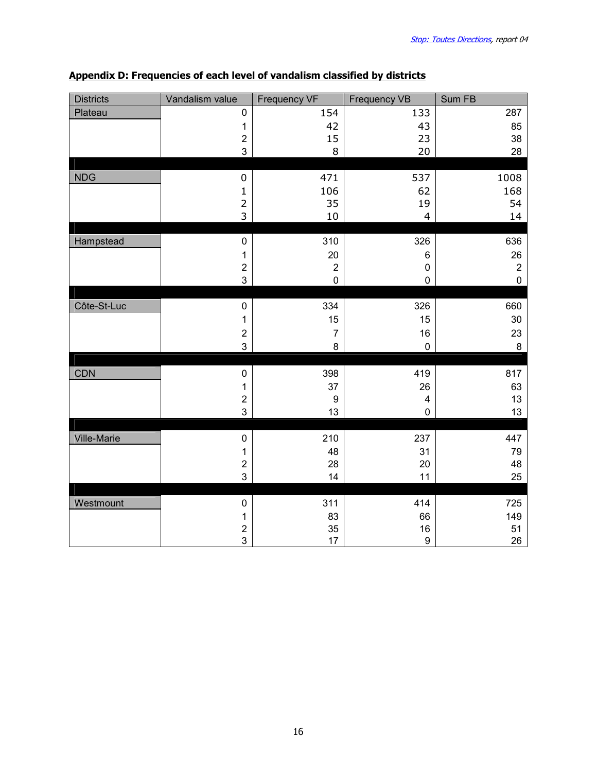## **Appendix D: Frequencies of each level of vandalism classified by districts**

| Districts | Vandalism value | Frequency VF | Frequency VB | Sum FB |
|---|---|---|---|---|
| Plateau | 0 | 154 | 133 | 287 |
| | 1 | 42 | 43 | 85 |
| | 2 | 15 | 23 | 38 |
| | 3 | 8 | 20 | 28 |
| NDG | 0 | 471 | 537 | 1008 |
| | 1 | 106 | 62 | 168 |
| | 2 | 35 | 19 | 54 |
| | 3 | 10 | 4 | 14 |
| Hampstead | 0 | 310 | 326 | 636 |
| | 1 | 20 | 6 | 26 |
| | 2 | 2 | 0 | 2 |
| | 3 | 0 | 0 | 0 |
| Côte-St-Luc | 0 | 334 | 326 | 660 |
| | 1 | 15 | 15 | 30 |
| | 2 | 7 | 16 | 23 |
| | 3 | 8 | 0 | 8 |
| CDN | 0 | 398 | 419 | 817 |
| | 1 | 37 | 26 | 63 |
| | 2 | 9 | 4 | 13 |
| | 3 | 13 | 0 | 13 |
| Ville-Marie | 0 | 210 | 237 | 447 |
| | 1 | 48 | 31 | 79 |
| | 2 | 28 | 20 | 48 |
| | 3 | 14 | 11 | 25 |
| Westmount | 0 | 311 | 414 | 725 |
| | 1 | 83 | 66 | 149 |
| | 2 | 35 | 16 | 51 |
| | 3 | 17 | 9 | 26 |